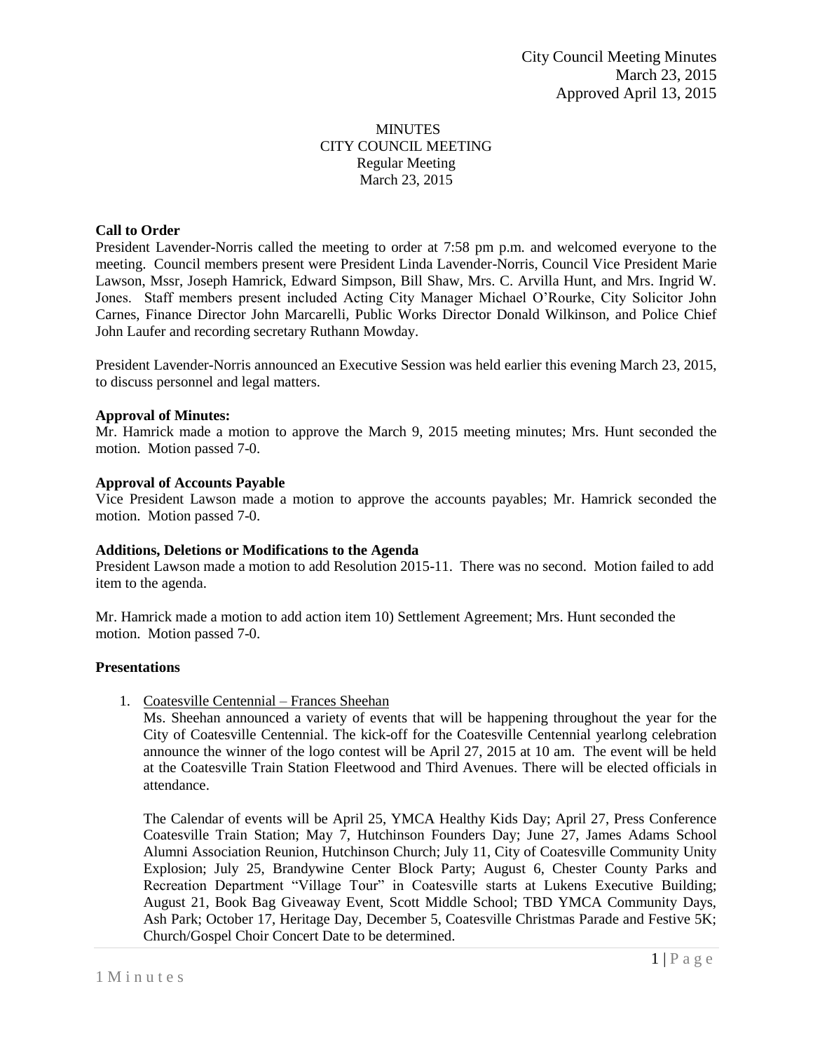City Council Meeting Minutes
March 23, 2015
Approved April 13, 2015

# MINUTES
## CITY COUNCIL MEETING
### Regular Meeting
### March 23, 2015

**Call to Order**

President Lavender-Norris called the meeting to order at 7:58 pm p.m. and welcomed everyone to the meeting. Council members present were President Linda Lavender-Norris, Council Vice President Marie Lawson, Mssr, Joseph Hamrick, Edward Simpson, Bill Shaw, Mrs. C. Arvilla Hunt, and Mrs. Ingrid W. Jones. Staff members present included Acting City Manager Michael O'Rourke, City Solicitor John Carnes, Finance Director John Marcarelli, Public Works Director Donald Wilkinson, and Police Chief John Laufer and recording secretary Ruthann Mowday.

President Lavender-Norris announced an Executive Session was held earlier this evening March 23, 2015, to discuss personnel and legal matters.

**Approval of Minutes:**

Mr. Hamrick made a motion to approve the March 9, 2015 meeting minutes; Mrs. Hunt seconded the motion. Motion passed 7-0.

**Approval of Accounts Payable**

Vice President Lawson made a motion to approve the accounts payables; Mr. Hamrick seconded the motion. Motion passed 7-0.

**Additions, Deletions or Modifications to the Agenda**

President Lawson made a motion to add Resolution 2015-11. There was no second. Motion failed to add item to the agenda.

Mr. Hamrick made a motion to add action item 10) Settlement Agreement; Mrs. Hunt seconded the motion. Motion passed 7-0.

**Presentations**

1. Coatesville Centennial – Frances Sheehan

   Ms. Sheehan announced a variety of events that will be happening throughout the year for the City of Coatesville Centennial. The kick-off for the Coatesville Centennial yearlong celebration announce the winner of the logo contest will be April 27, 2015 at 10 am. The event will be held at the Coatesville Train Station Fleetwood and Third Avenues. There will be elected officials in attendance.

   The Calendar of events will be April 25, YMCA Healthy Kids Day; April 27, Press Conference Coatesville Train Station; May 7, Hutchinson Founders Day; June 27, James Adams School Alumni Association Reunion, Hutchinson Church; July 11, City of Coatesville Community Unity Explosion; July 25, Brandywine Center Block Party; August 6, Chester County Parks and Recreation Department "Village Tour" in Coatesville starts at Lukens Executive Building; August 21, Book Bag Giveaway Event, Scott Middle School; TBD YMCA Community Days, Ash Park; October 17, Heritage Day, December 5, Coatesville Christmas Parade and Festive 5K; Church/Gospel Choir Concert Date to be determined.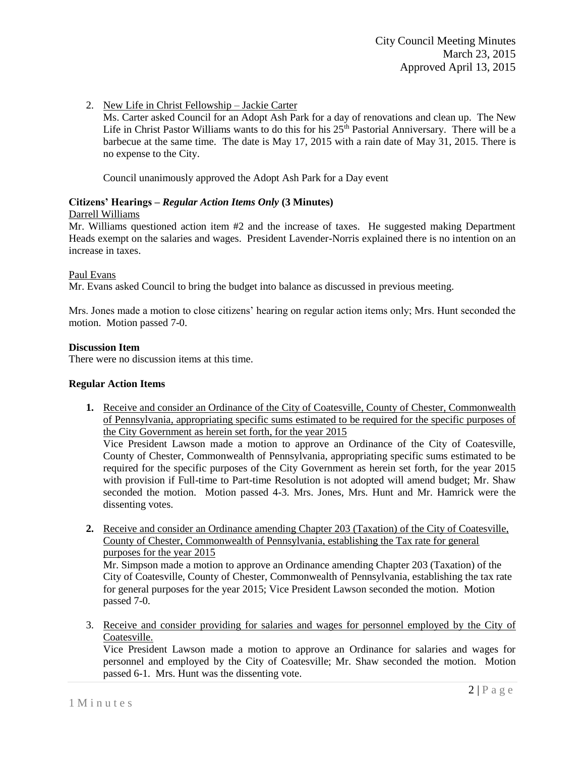2. New Life in Christ Fellowship – Jackie Carter

   Ms. Carter asked Council for an Adopt Ash Park for a day of renovations and clean up. The New Life in Christ Pastor Williams wants to do this for his 25th Pastorial Anniversary. There will be a barbecue at the same time. The date is May 17, 2015 with a rain date of May 31, 2015. There is no expense to the City.

   Council unanimously approved the Adopt Ash Park for a Day event

**Citizens' Hearings –** ***Regular Action Items Only*** **(3 Minutes)**

Darrell Williams

Mr. Williams questioned action item #2 and the increase of taxes. He suggested making Department Heads exempt on the salaries and wages. President Lavender-Norris explained there is no intention on an increase in taxes.

Paul Evans

Mr. Evans asked Council to bring the budget into balance as discussed in previous meeting.

Mrs. Jones made a motion to close citizens' hearing on regular action items only; Mrs. Hunt seconded the motion. Motion passed 7-0.

**Discussion Item**

There were no discussion items at this time.

**Regular Action Items**

1. Receive and consider an Ordinance of the City of Coatesville, County of Chester, Commonwealth of Pennsylvania, appropriating specific sums estimated to be required for the specific purposes of the City Government as herein set forth, for the year 2015

   Vice President Lawson made a motion to approve an Ordinance of the City of Coatesville, County of Chester, Commonwealth of Pennsylvania, appropriating specific sums estimated to be required for the specific purposes of the City Government as herein set forth, for the year 2015 with provision if Full-time to Part-time Resolution is not adopted will amend budget; Mr. Shaw seconded the motion. Motion passed 4-3. Mrs. Jones, Mrs. Hunt and Mr. Hamrick were the dissenting votes.

2. Receive and consider an Ordinance amending Chapter 203 (Taxation) of the City of Coatesville, County of Chester, Commonwealth of Pennsylvania, establishing the Tax rate for general purposes for the year 2015

   Mr. Simpson made a motion to approve an Ordinance amending Chapter 203 (Taxation) of the City of Coatesville, County of Chester, Commonwealth of Pennsylvania, establishing the tax rate for general purposes for the year 2015; Vice President Lawson seconded the motion. Motion passed 7-0.

3. Receive and consider providing for salaries and wages for personnel employed by the City of Coatesville.

   Vice President Lawson made a motion to approve an Ordinance for salaries and wages for personnel and employed by the City of Coatesville; Mr. Shaw seconded the motion. Motion passed 6-1. Mrs. Hunt was the dissenting vote.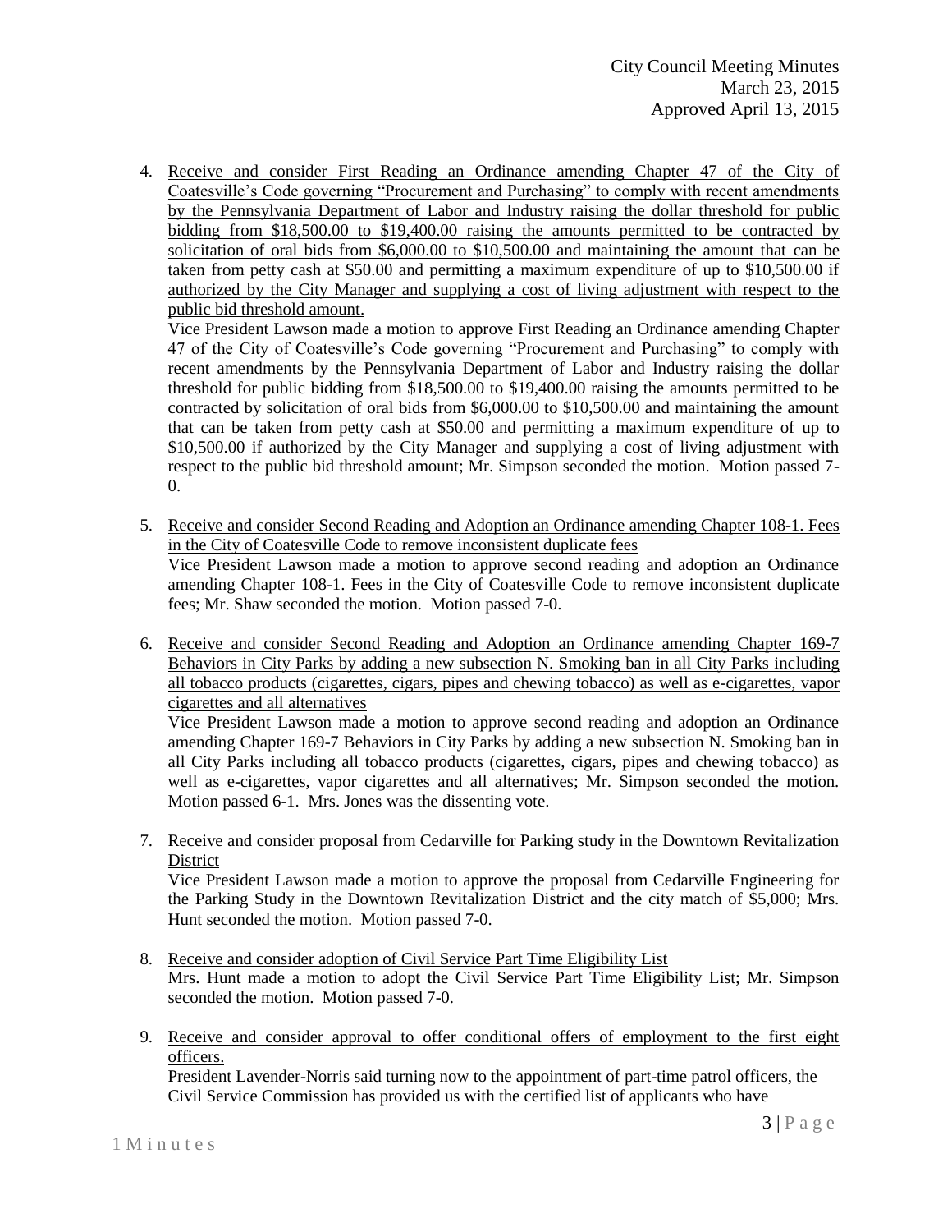4. Receive and consider First Reading an Ordinance amending Chapter 47 of the City of Coatesville's Code governing "Procurement and Purchasing" to comply with recent amendments by the Pennsylvania Department of Labor and Industry raising the dollar threshold for public bidding from $18,500.00 to $19,400.00 raising the amounts permitted to be contracted by solicitation of oral bids from $6,000.00 to $10,500.00 and maintaining the amount that can be taken from petty cash at $50.00 and permitting a maximum expenditure of up to $10,500.00 if authorized by the City Manager and supplying a cost of living adjustment with respect to the public bid threshold amount.
   Vice President Lawson made a motion to approve First Reading an Ordinance amending Chapter 47 of the City of Coatesville's Code governing "Procurement and Purchasing" to comply with recent amendments by the Pennsylvania Department of Labor and Industry raising the dollar threshold for public bidding from $18,500.00 to $19,400.00 raising the amounts permitted to be contracted by solicitation of oral bids from $6,000.00 to $10,500.00 and maintaining the amount that can be taken from petty cash at $50.00 and permitting a maximum expenditure of up to $10,500.00 if authorized by the City Manager and supplying a cost of living adjustment with respect to the public bid threshold amount; Mr. Simpson seconded the motion. Motion passed 7-0.

5. Receive and consider Second Reading and Adoption an Ordinance amending Chapter 108-1. Fees in the City of Coatesville Code to remove inconsistent duplicate fees
   Vice President Lawson made a motion to approve second reading and adoption an Ordinance amending Chapter 108-1. Fees in the City of Coatesville Code to remove inconsistent duplicate fees; Mr. Shaw seconded the motion. Motion passed 7-0.

6. Receive and consider Second Reading and Adoption an Ordinance amending Chapter 169-7 Behaviors in City Parks by adding a new subsection N. Smoking ban in all City Parks including all tobacco products (cigarettes, cigars, pipes and chewing tobacco) as well as e-cigarettes, vapor cigarettes and all alternatives
   Vice President Lawson made a motion to approve second reading and adoption an Ordinance amending Chapter 169-7 Behaviors in City Parks by adding a new subsection N. Smoking ban in all City Parks including all tobacco products (cigarettes, cigars, pipes and chewing tobacco) as well as e-cigarettes, vapor cigarettes and all alternatives; Mr. Simpson seconded the motion. Motion passed 6-1. Mrs. Jones was the dissenting vote.

7. Receive and consider proposal from Cedarville for Parking study in the Downtown Revitalization District
   Vice President Lawson made a motion to approve the proposal from Cedarville Engineering for the Parking Study in the Downtown Revitalization District and the city match of $5,000; Mrs. Hunt seconded the motion. Motion passed 7-0.

8. Receive and consider adoption of Civil Service Part Time Eligibility List
   Mrs. Hunt made a motion to adopt the Civil Service Part Time Eligibility List; Mr. Simpson seconded the motion. Motion passed 7-0.

9. Receive and consider approval to offer conditional offers of employment to the first eight officers.
   President Lavender-Norris said turning now to the appointment of part-time patrol officers, the Civil Service Commission has provided us with the certified list of applicants who have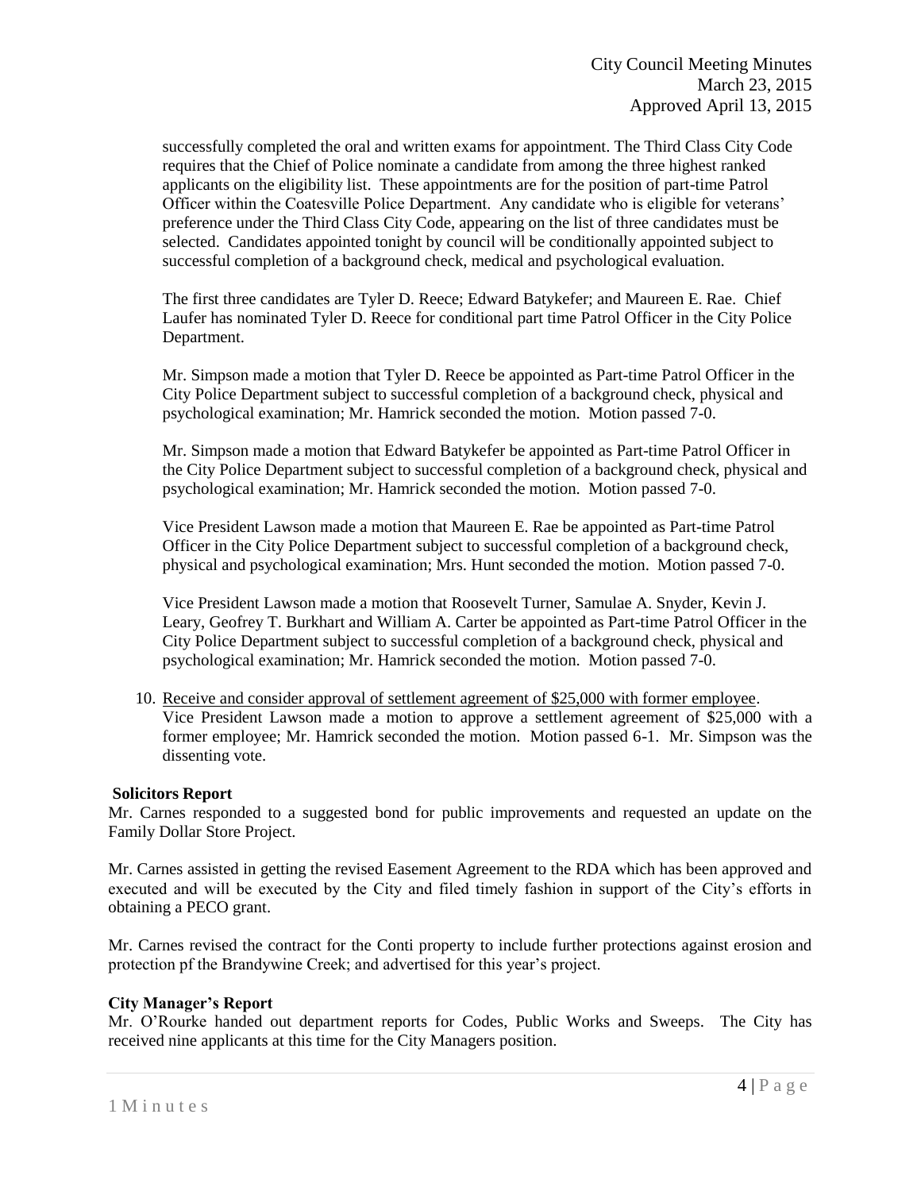successfully completed the oral and written exams for appointment. The Third Class City Code requires that the Chief of Police nominate a candidate from among the three highest ranked applicants on the eligibility list. These appointments are for the position of part-time Patrol Officer within the Coatesville Police Department. Any candidate who is eligible for veterans' preference under the Third Class City Code, appearing on the list of three candidates must be selected. Candidates appointed tonight by council will be conditionally appointed subject to successful completion of a background check, medical and psychological evaluation.

The first three candidates are Tyler D. Reece; Edward Batykefer; and Maureen E. Rae. Chief Laufer has nominated Tyler D. Reece for conditional part time Patrol Officer in the City Police Department.

Mr. Simpson made a motion that Tyler D. Reece be appointed as Part-time Patrol Officer in the City Police Department subject to successful completion of a background check, physical and psychological examination; Mr. Hamrick seconded the motion. Motion passed 7-0.

Mr. Simpson made a motion that Edward Batykefer be appointed as Part-time Patrol Officer in the City Police Department subject to successful completion of a background check, physical and psychological examination; Mr. Hamrick seconded the motion. Motion passed 7-0.

Vice President Lawson made a motion that Maureen E. Rae be appointed as Part-time Patrol Officer in the City Police Department subject to successful completion of a background check, physical and psychological examination; Mrs. Hunt seconded the motion. Motion passed 7-0.

Vice President Lawson made a motion that Roosevelt Turner, Samulae A. Snyder, Kevin J. Leary, Geofrey T. Burkhart and William A. Carter be appointed as Part-time Patrol Officer in the City Police Department subject to successful completion of a background check, physical and psychological examination; Mr. Hamrick seconded the motion. Motion passed 7-0.

10. <u>Receive and consider approval of settlement agreement of $25,000 with former employee</u>. Vice President Lawson made a motion to approve a settlement agreement of $25,000 with a former employee; Mr. Hamrick seconded the motion. Motion passed 6-1. Mr. Simpson was the dissenting vote.

**Solicitors Report**

Mr. Carnes responded to a suggested bond for public improvements and requested an update on the Family Dollar Store Project.

Mr. Carnes assisted in getting the revised Easement Agreement to the RDA which has been approved and executed and will be executed by the City and filed timely fashion in support of the City's efforts in obtaining a PECO grant.

Mr. Carnes revised the contract for the Conti property to include further protections against erosion and protection pf the Brandywine Creek; and advertised for this year's project.

**City Manager's Report**

Mr. O'Rourke handed out department reports for Codes, Public Works and Sweeps. The City has received nine applicants at this time for the City Managers position.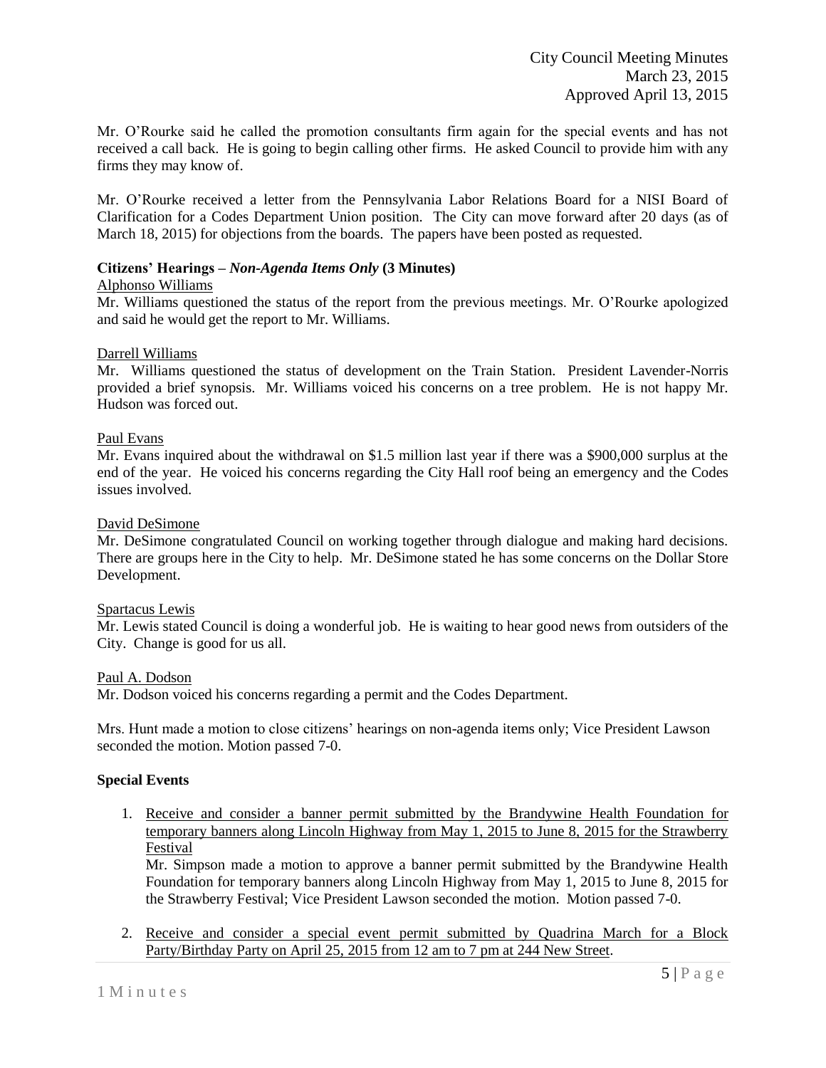Mr. O'Rourke said he called the promotion consultants firm again for the special events and has not received a call back. He is going to begin calling other firms. He asked Council to provide him with any firms they may know of.

Mr. O'Rourke received a letter from the Pennsylvania Labor Relations Board for a NISI Board of Clarification for a Codes Department Union position. The City can move forward after 20 days (as of March 18, 2015) for objections from the boards. The papers have been posted as requested.

**Citizens' Hearings –** ***Non-Agenda Items Only*** **(3 Minutes)**

Alphonso Williams

Mr. Williams questioned the status of the report from the previous meetings. Mr. O'Rourke apologized and said he would get the report to Mr. Williams.

Darrell Williams

Mr. Williams questioned the status of development on the Train Station. President Lavender-Norris provided a brief synopsis. Mr. Williams voiced his concerns on a tree problem. He is not happy Mr. Hudson was forced out.

Paul Evans

Mr. Evans inquired about the withdrawal on $1.5 million last year if there was a $900,000 surplus at the end of the year. He voiced his concerns regarding the City Hall roof being an emergency and the Codes issues involved.

David DeSimone

Mr. DeSimone congratulated Council on working together through dialogue and making hard decisions. There are groups here in the City to help. Mr. DeSimone stated he has some concerns on the Dollar Store Development.

Spartacus Lewis

Mr. Lewis stated Council is doing a wonderful job. He is waiting to hear good news from outsiders of the City. Change is good for us all.

Paul A. Dodson

Mr. Dodson voiced his concerns regarding a permit and the Codes Department.

Mrs. Hunt made a motion to close citizens' hearings on non-agenda items only; Vice President Lawson seconded the motion. Motion passed 7-0.

**Special Events**

1. Receive and consider a banner permit submitted by the Brandywine Health Foundation for temporary banners along Lincoln Highway from May 1, 2015 to June 8, 2015 for the Strawberry Festival

   Mr. Simpson made a motion to approve a banner permit submitted by the Brandywine Health Foundation for temporary banners along Lincoln Highway from May 1, 2015 to June 8, 2015 for the Strawberry Festival; Vice President Lawson seconded the motion. Motion passed 7-0.

2. Receive and consider a special event permit submitted by Quadrina March for a Block Party/Birthday Party on April 25, 2015 from 12 am to 7 pm at 244 New Street.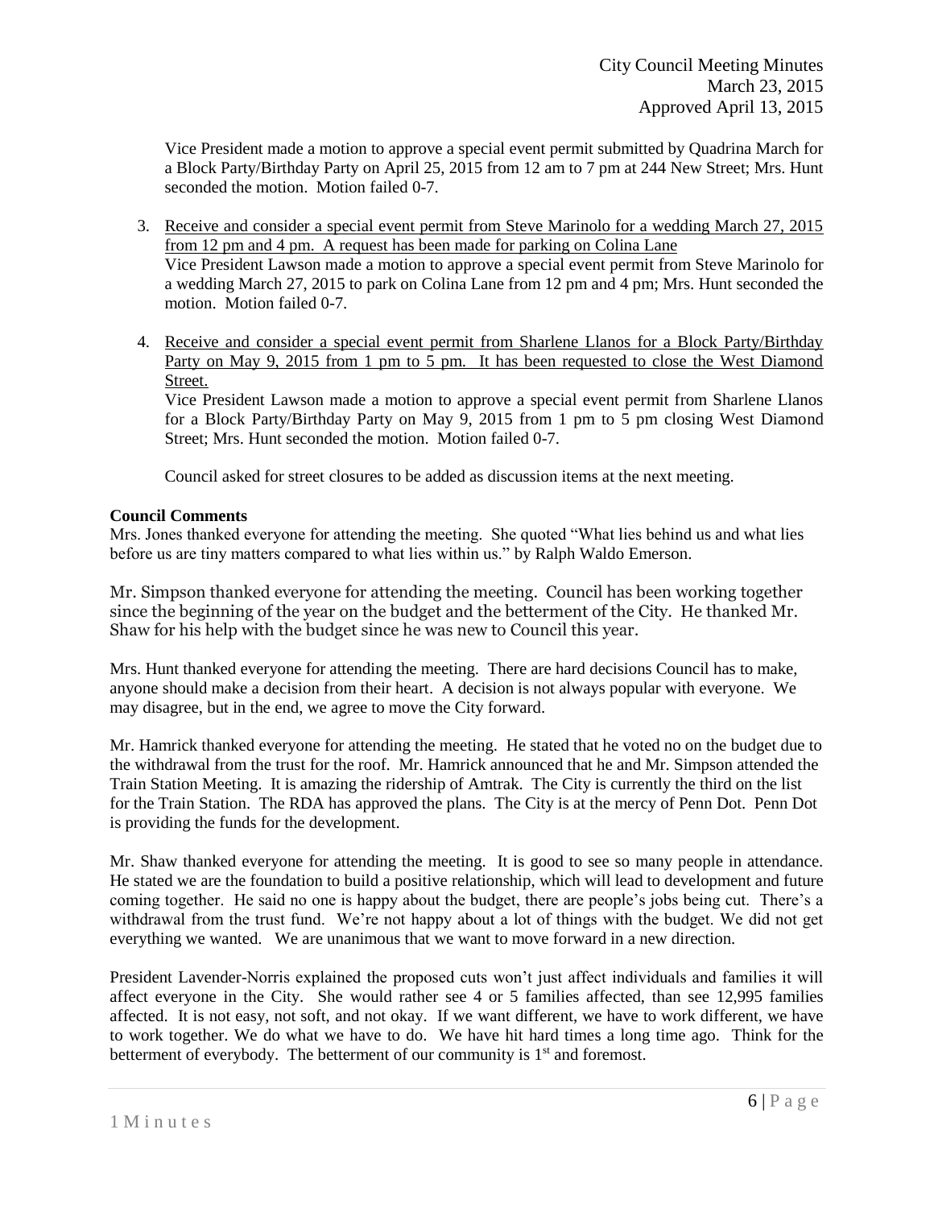Vice President made a motion to approve a special event permit submitted by Quadrina March for a Block Party/Birthday Party on April 25, 2015 from 12 am to 7 pm at 244 New Street; Mrs. Hunt seconded the motion. Motion failed 0-7.

3. Receive and consider a special event permit from Steve Marinolo for a wedding March 27, 2015 from 12 pm and 4 pm. A request has been made for parking on Colina Lane
   Vice President Lawson made a motion to approve a special event permit from Steve Marinolo for a wedding March 27, 2015 to park on Colina Lane from 12 pm and 4 pm; Mrs. Hunt seconded the motion. Motion failed 0-7.

4. Receive and consider a special event permit from Sharlene Llanos for a Block Party/Birthday Party on May 9, 2015 from 1 pm to 5 pm. It has been requested to close the West Diamond Street.
   Vice President Lawson made a motion to approve a special event permit from Sharlene Llanos for a Block Party/Birthday Party on May 9, 2015 from 1 pm to 5 pm closing West Diamond Street; Mrs. Hunt seconded the motion. Motion failed 0-7.

   Council asked for street closures to be added as discussion items at the next meeting.

**Council Comments**

Mrs. Jones thanked everyone for attending the meeting. She quoted "What lies behind us and what lies before us are tiny matters compared to what lies within us." by Ralph Waldo Emerson.

Mr. Simpson thanked everyone for attending the meeting. Council has been working together since the beginning of the year on the budget and the betterment of the City. He thanked Mr. Shaw for his help with the budget since he was new to Council this year.

Mrs. Hunt thanked everyone for attending the meeting. There are hard decisions Council has to make, anyone should make a decision from their heart. A decision is not always popular with everyone. We may disagree, but in the end, we agree to move the City forward.

Mr. Hamrick thanked everyone for attending the meeting. He stated that he voted no on the budget due to the withdrawal from the trust for the roof. Mr. Hamrick announced that he and Mr. Simpson attended the Train Station Meeting. It is amazing the ridership of Amtrak. The City is currently the third on the list for the Train Station. The RDA has approved the plans. The City is at the mercy of Penn Dot. Penn Dot is providing the funds for the development.

Mr. Shaw thanked everyone for attending the meeting. It is good to see so many people in attendance. He stated we are the foundation to build a positive relationship, which will lead to development and future coming together. He said no one is happy about the budget, there are people's jobs being cut. There's a withdrawal from the trust fund. We're not happy about a lot of things with the budget. We did not get everything we wanted. We are unanimous that we want to move forward in a new direction.

President Lavender-Norris explained the proposed cuts won't just affect individuals and families it will affect everyone in the City. She would rather see 4 or 5 families affected, than see 12,995 families affected. It is not easy, not soft, and not okay. If we want different, we have to work different, we have to work together. We do what we have to do. We have hit hard times a long time ago. Think for the betterment of everybody. The betterment of our community is 1st and foremost.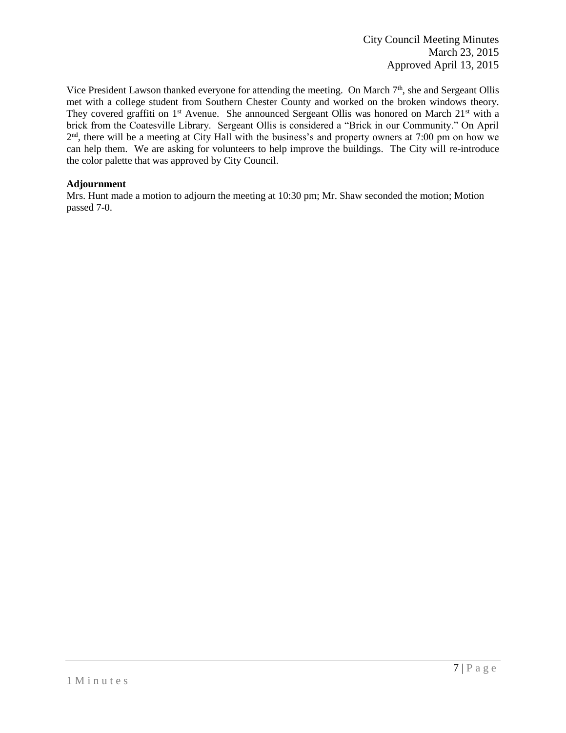Vice President Lawson thanked everyone for attending the meeting. On March 7th, she and Sergeant Ollis met with a college student from Southern Chester County and worked on the broken windows theory. They covered graffiti on 1st Avenue. She announced Sergeant Ollis was honored on March 21st with a brick from the Coatesville Library. Sergeant Ollis is considered a "Brick in our Community." On April 2nd, there will be a meeting at City Hall with the business's and property owners at 7:00 pm on how we can help them. We are asking for volunteers to help improve the buildings. The City will re-introduce the color palette that was approved by City Council.

**Adjournment**

Mrs. Hunt made a motion to adjourn the meeting at 10:30 pm; Mr. Shaw seconded the motion; Motion passed 7-0.